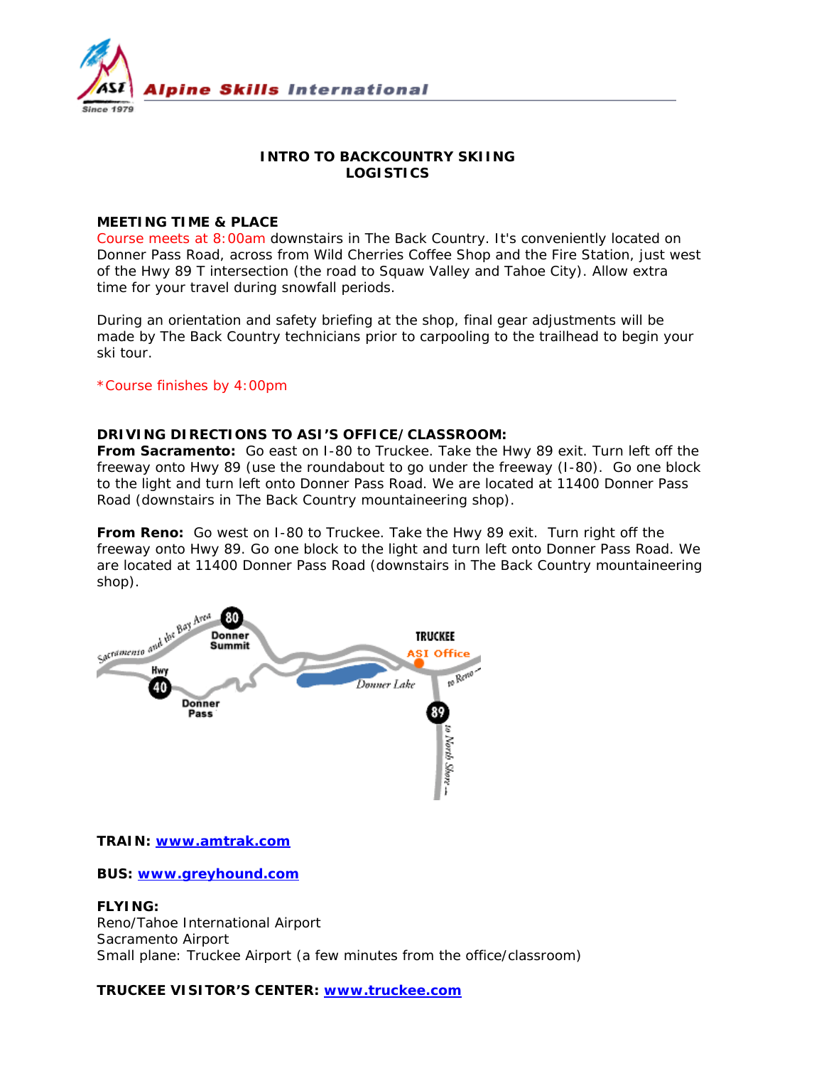**Alpine Skills International**

## INTRO TO BACKCOUNTRY SKIING
## LOGISTICS

### MEETING TIME & PLACE

Course meets at 8:00am downstairs in The Back Country. It's conveniently located on Donner Pass Road, across from Wild Cherries Coffee Shop and the Fire Station, just west of the Hwy 89 T intersection (the road to Squaw Valley and Tahoe City). Allow extra time for your travel during snowfall periods.

During an orientation and safety briefing at the shop, final gear adjustments will be made by The Back Country technicians prior to carpooling to the trailhead to begin your ski tour.

*Course finishes by 4:00pm

### DRIVING DIRECTIONS TO ASI'S OFFICE/CLASSROOM:

**From Sacramento:** Go east on I-80 to Truckee. Take the Hwy 89 exit. Turn left off the freeway onto Hwy 89 (use the roundabout to go under the freeway (I-80). Go one block to the light and turn left onto Donner Pass Road. We are located at 11400 Donner Pass Road (downstairs in The Back Country mountaineering shop).

**From Reno:** Go west on I-80 to Truckee. Take the Hwy 89 exit. Turn right off the freeway onto Hwy 89. Go one block to the light and turn left onto Donner Pass Road. We are located at 11400 Donner Pass Road (downstairs in The Back Country mountaineering shop).

**TRAIN:** www.amtrak.com

**BUS:** www.greyhound.com

**FLYING:**
Reno/Tahoe International Airport
Sacramento Airport
Small plane: Truckee Airport (a few minutes from the office/classroom)

**TRUCKEE VISITOR'S CENTER:** www.truckee.com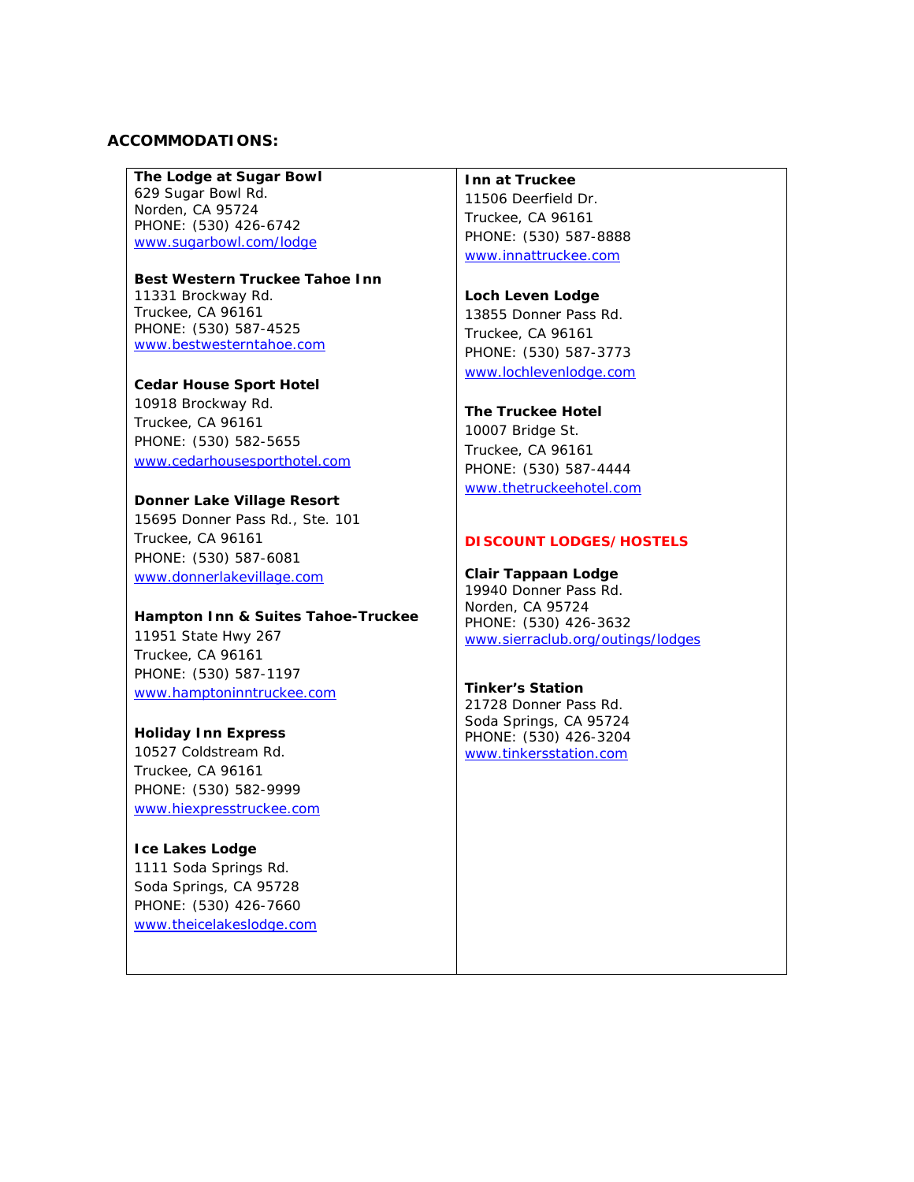## ACCOMMODATIONS:

**The Lodge at Sugar Bowl**
629 Sugar Bowl Rd.
Norden, CA 95724
PHONE: (530) 426-6742
www.sugarbowl.com/lodge

**Best Western Truckee Tahoe Inn**
11331 Brockway Rd.
Truckee, CA 96161
PHONE: (530) 587-4525
www.bestwesterntahoe.com

**Cedar House Sport Hotel**
10918 Brockway Rd.
Truckee, CA 96161
PHONE: (530) 582-5655
www.cedarhousesporthotel.com

**Donner Lake Village Resort**
15695 Donner Pass Rd., Ste. 101
Truckee, CA 96161
PHONE: (530) 587-6081
www.donnerlakevillage.com

**Hampton Inn & Suites Tahoe-Truckee**
11951 State Hwy 267
Truckee, CA 96161
PHONE: (530) 587-1197
www.hamptoninntruckee.com

**Holiday Inn Express**
10527 Coldstream Rd.
Truckee, CA 96161
PHONE: (530) 582-9999
www.hiexpresstruckee.com

**Ice Lakes Lodge**
1111 Soda Springs Rd.
Soda Springs, CA 95728
PHONE: (530) 426-7660
www.theicelakeslodge.com

**Inn at Truckee**
11506 Deerfield Dr.
Truckee, CA 96161
PHONE: (530) 587-8888
www.innattruckee.com

**Loch Leven Lodge**
13855 Donner Pass Rd.
Truckee, CA 96161
PHONE: (530) 587-3773
www.lochlevenlodge.com

**The Truckee Hotel**
10007 Bridge St.
Truckee, CA 96161
PHONE: (530) 587-4444
www.thetruckeehotel.com

### DISCOUNT LODGES/HOSTELS

**Clair Tappaan Lodge**
19940 Donner Pass Rd.
Norden, CA 95724
PHONE: (530) 426-3632
www.sierraclub.org/outings/lodges

**Tinker's Station**
21728 Donner Pass Rd.
Soda Springs, CA 95724
PHONE: (530) 426-3204
www.tinkersstation.com